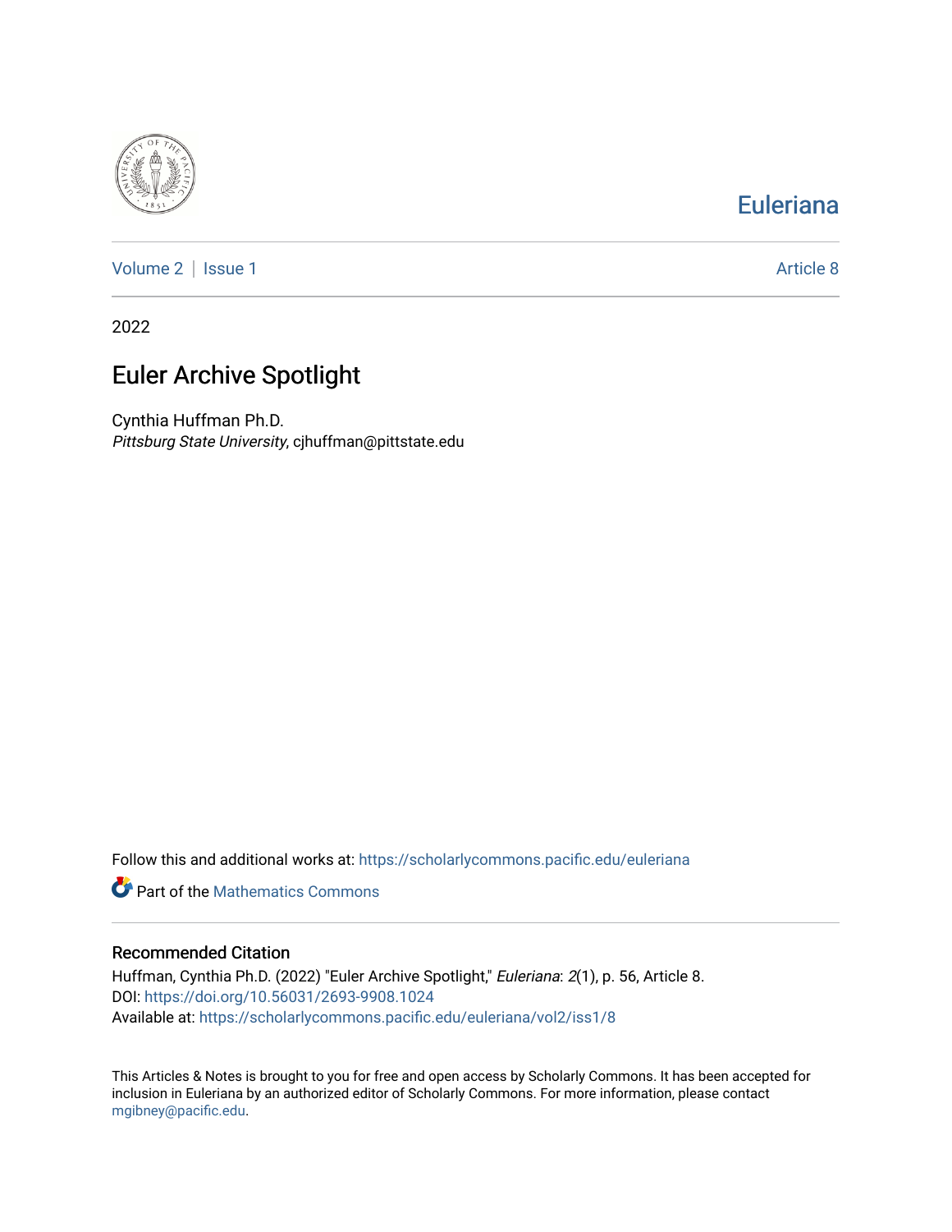Eulerianna

Volume 2 | Issue 1 | Article 8

2022

# Euler Archive Spotlight

Cynthia Huffman Ph.D.
*Pittsburg State University*, cjhuffman@pittstate.edu

Follow this and additional works at: https://scholarlycommons.pacific.edu/euleriana

Part of the Mathematics Commons

## Recommended Citation

Huffman, Cynthia Ph.D. (2022) "Euler Archive Spotlight," *Euleriana*: *2*(1), p. 56, Article 8.
DOI: https://doi.org/10.56031/2693-9908.1024
Available at: https://scholarlycommons.pacific.edu/euleriana/vol2/iss1/8

This Articles & Notes is brought to you for free and open access by Scholarly Commons. It has been accepted for inclusion in Euleriana by an authorized editor of Scholarly Commons. For more information, please contact mgibney@pacific.edu.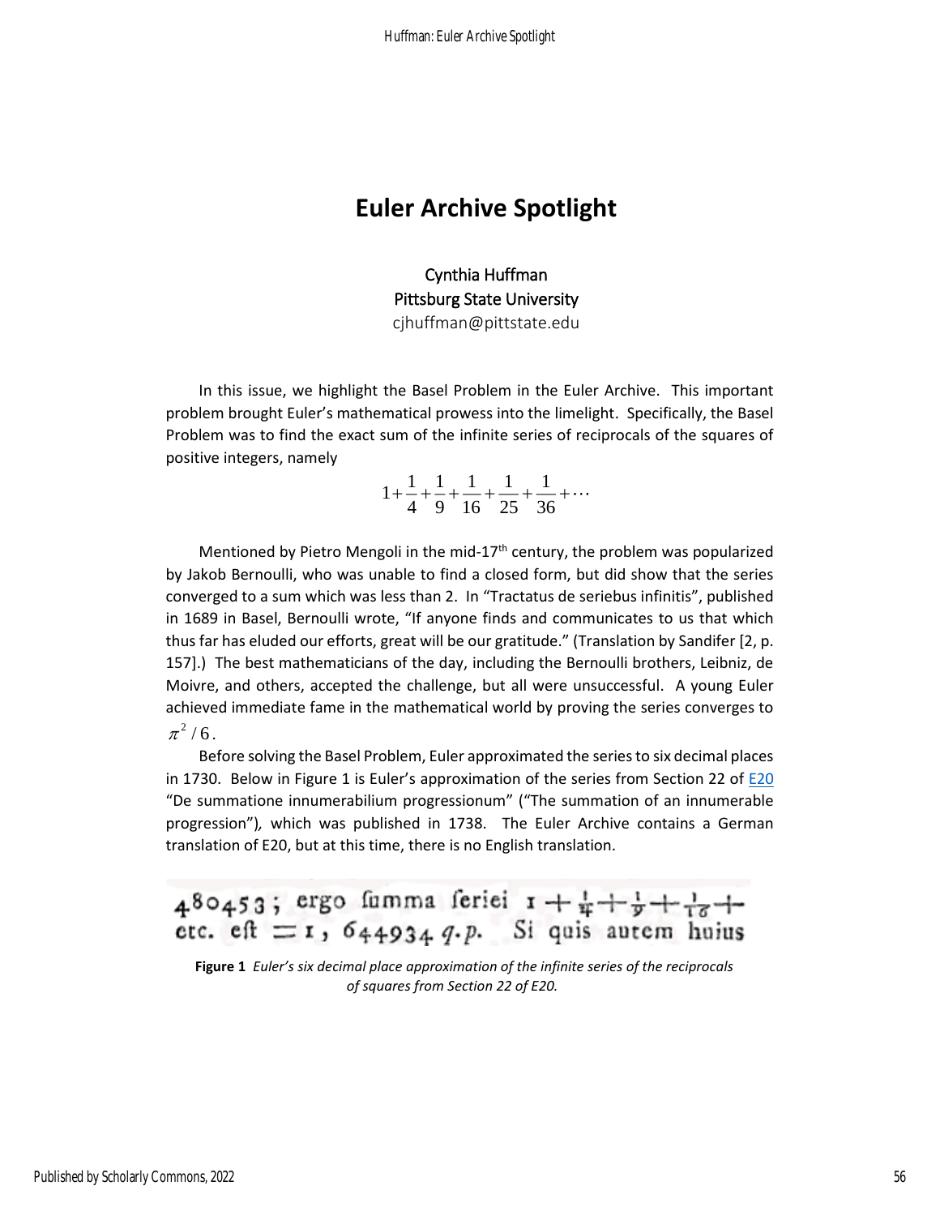# Euler Archive Spotlight

Cynthia Huffman
Pittsburg State University
cjhuffman@pittstate.edu

In this issue, we highlight the Basel Problem in the Euler Archive. This important problem brought Euler's mathematical prowess into the limelight. Specifically, the Basel Problem was to find the exact sum of the infinite series of reciprocals of the squares of positive integers, namely

$$1+\frac{1}{4}+\frac{1}{9}+\frac{1}{16}+\frac{1}{25}+\frac{1}{36}+\cdots$$

Mentioned by Pietro Mengoli in the mid-17th century, the problem was popularized by Jakob Bernoulli, who was unable to find a closed form, but did show that the series converged to a sum which was less than 2. In "Tractatus de seriebus infinitis", published in 1689 in Basel, Bernoulli wrote, "If anyone finds and communicates to us that which thus far has eluded our efforts, great will be our gratitude." (Translation by Sandifer [2, p. 157].) The best mathematicians of the day, including the Bernoulli brothers, Leibniz, de Moivre, and others, accepted the challenge, but all were unsuccessful. A young Euler achieved immediate fame in the mathematical world by proving the series converges to $\pi^2/6$.

Before solving the Basel Problem, Euler approximated the series to six decimal places in 1730. Below in Figure 1 is Euler's approximation of the series from Section 22 of E20 "De summatione innumerabilium progressionum" ("The summation of an innumerable progression"), which was published in 1738. The Euler Archive contains a German translation of E20, but at this time, there is no English translation.

480453; ergo ſumma ſeriei $1+\frac{1}{4}+\frac{1}{9}+\frac{1}{16}+$ etc. eſt $=1,644934$ q.p. Si quis autem huius

**Figure 1** *Euler's six decimal place approximation of the infinite series of the reciprocals of squares from Section 22 of E20.*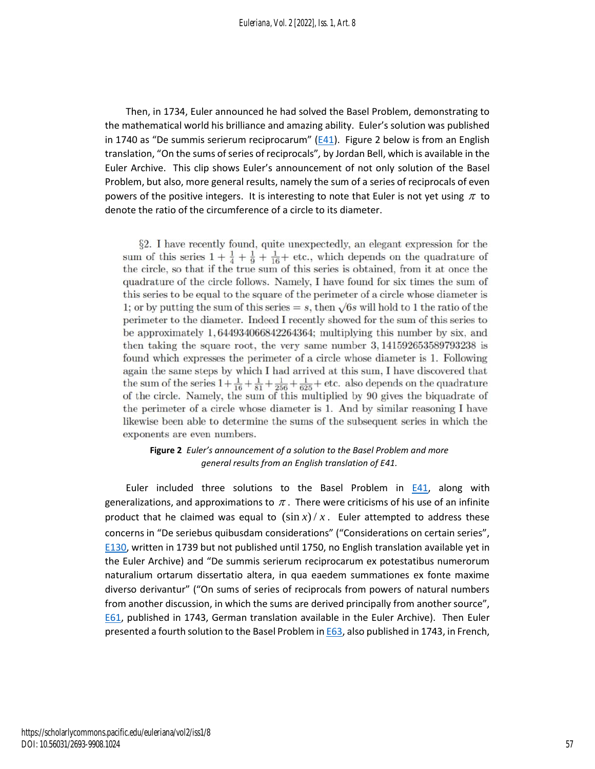Then, in 1734, Euler announced he had solved the Basel Problem, demonstrating to the mathematical world his brilliance and amazing ability. Euler's solution was published in 1740 as "De summis serierum reciprocarum" (E41). Figure 2 below is from an English translation, "On the sums of series of reciprocals", by Jordan Bell, which is available in the Euler Archive. This clip shows Euler's announcement of not only solution of the Basel Problem, but also, more general results, namely the sum of a series of reciprocals of even powers of the positive integers. It is interesting to note that Euler is not yet using $\pi$ to denote the ratio of the circumference of a circle to its diameter.

> §2. I have recently found, quite unexpectedly, an elegant expression for the sum of this series $1 + \frac{1}{4} + \frac{1}{9} + \frac{1}{16} +$ etc., which depends on the quadrature of the circle, so that if the true sum of this series is obtained, from it at once the quadrature of the circle follows. Namely, I have found for six times the sum of this series to be equal to the square of the perimeter of a circle whose diameter is 1; or by putting the sum of this series $= s$, then $\sqrt{6s}$ will hold to 1 the ratio of the perimeter to the diameter. Indeed I recently showed for the sum of this series to be approximately 1, 644934066842264364; multiplying this number by six, and then taking the square root, the very same number 3, 141592653589793238 is found which expresses the perimeter of a circle whose diameter is 1. Following again the same steps by which I had arrived at this sum, I have discovered that the sum of the series $1 + \frac{1}{16} + \frac{1}{81} + \frac{1}{256} + \frac{1}{625} +$ etc. also depends on the quadrature of the circle. Namely, the sum of this multiplied by 90 gives the biquadrate of the perimeter of a circle whose diameter is 1. And by similar reasoning I have likewise been able to determine the sums of the subsequent series in which the exponents are even numbers.

**Figure 2** *Euler's announcement of a solution to the Basel Problem and more general results from an English translation of E41.*

Euler included three solutions to the Basel Problem in E41, along with generalizations, and approximations to $\pi$. There were criticisms of his use of an infinite product that he claimed was equal to $(\sin x)/x$. Euler attempted to address these concerns in "De seriebus quibusdam considerationes" ("Considerations on certain series", E130, written in 1739 but not published until 1750, no English translation available yet in the Euler Archive) and "De summis serierum reciprocarum ex potestatibus numerorum naturalium ortarum dissertatio altera, in qua eaedem summationes ex fonte maxime diverso derivantur" ("On sums of series of reciprocals from powers of natural numbers from another discussion, in which the sums are derived principally from another source", E61, published in 1743, German translation available in the Euler Archive). Then Euler presented a fourth solution to the Basel Problem in E63, also published in 1743, in French,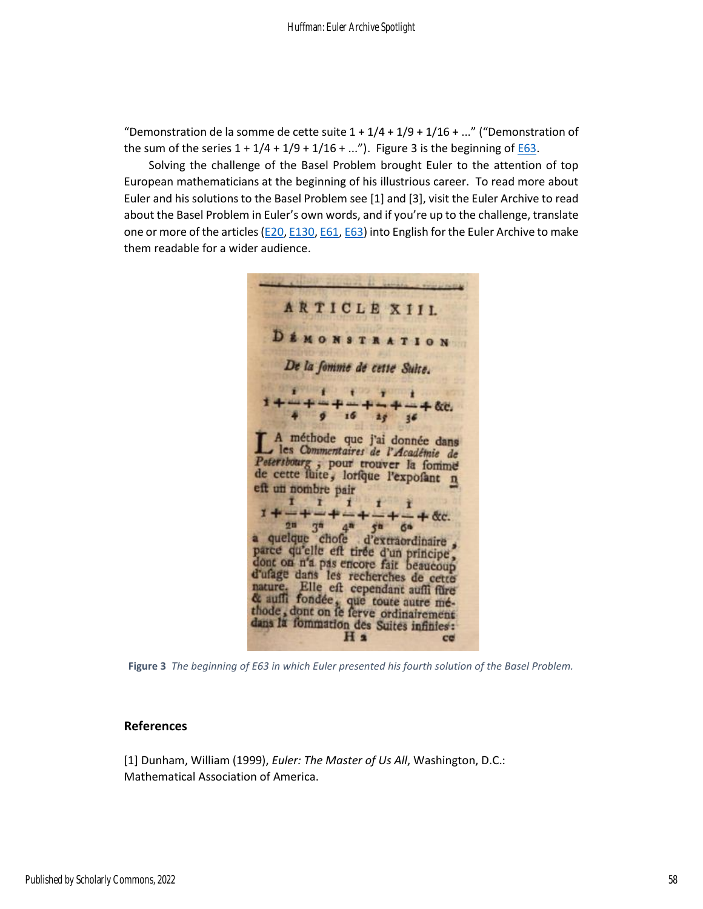"Demonstration de la somme de cette suite 1 + 1/4 + 1/9 + 1/16 + ..." ("Demonstration of the sum of the series 1 + 1/4 + 1/9 + 1/16 + ..."). Figure 3 is the beginning of [E63](E63).

Solving the challenge of the Basel Problem brought Euler to the attention of top European mathematicians at the beginning of his illustrious career. To read more about Euler and his solutions to the Basel Problem see [1] and [3], visit the Euler Archive to read about the Basel Problem in Euler's own words, and if you're up to the challenge, translate one or more of the articles ([E20](E20), [E130](E130), [E61](E61), [E63](E63)) into English for the Euler Archive to make them readable for a wider audience.

**Figure 3** *The beginning of E63 in which Euler presented his fourth solution of the Basel Problem.*

## References

[1] Dunham, William (1999), *Euler: The Master of Us All*, Washington, D.C.: Mathematical Association of America.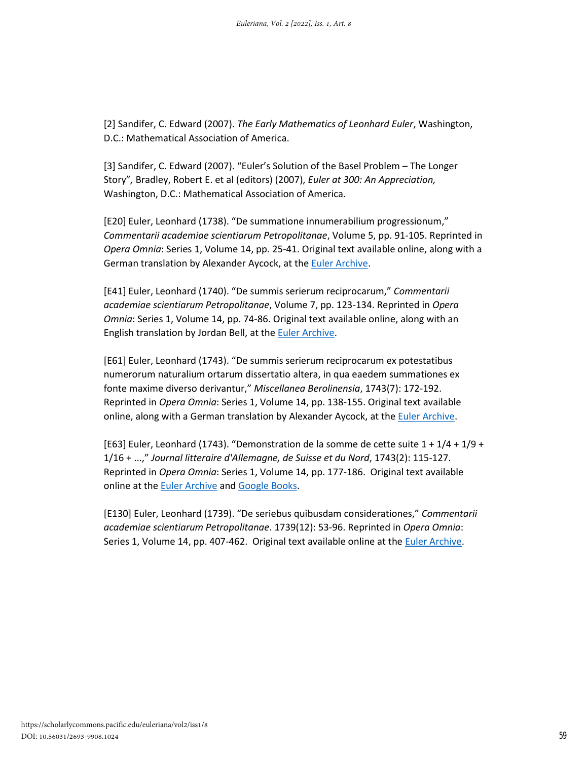[2] Sandifer, C. Edward (2007). *The Early Mathematics of Leonhard Euler*, Washington, D.C.: Mathematical Association of America.

[3] Sandifer, C. Edward (2007). "Euler's Solution of the Basel Problem – The Longer Story"*,* Bradley, Robert E. et al (editors) (2007), *Euler at 300: An Appreciation,* Washington, D.C.: Mathematical Association of America.

[E20] Euler, Leonhard (1738). "De summatione innumerabilium progressionum," *Commentarii academiae scientiarum Petropolitanae*, Volume 5, pp. 91-105. Reprinted in *Opera Omnia*: Series 1, Volume 14, pp. 25-41. Original text available online, along with a German translation by Alexander Aycock, at the Euler Archive.

[E41] Euler, Leonhard (1740). "De summis serierum reciprocarum," *Commentarii academiae scientiarum Petropolitanae*, Volume 7, pp. 123-134. Reprinted in *Opera Omnia*: Series 1, Volume 14, pp. 74-86. Original text available online, along with an English translation by Jordan Bell, at the Euler Archive.

[E61] Euler, Leonhard (1743). "De summis serierum reciprocarum ex potestatibus numerorum naturalium ortarum dissertatio altera, in qua eaedem summationes ex fonte maxime diverso derivantur," *Miscellanea Berolinensia*, 1743(7): 172-192. Reprinted in *Opera Omnia*: Series 1, Volume 14, pp. 138-155. Original text available online, along with a German translation by Alexander Aycock, at the Euler Archive.

[E63] Euler, Leonhard (1743). "Demonstration de la somme de cette suite 1 + 1/4 + 1/9 + 1/16 + ...," *Journal litteraire d'Allemagne, de Suisse et du Nord*, 1743(2): 115-127. Reprinted in *Opera Omnia*: Series 1, Volume 14, pp. 177-186. Original text available online at the Euler Archive and Google Books.

[E130] Euler, Leonhard (1739). "De seriebus quibusdam considerationes," *Commentarii academiae scientiarum Petropolitanae*. 1739(12): 53-96. Reprinted in *Opera Omnia*: Series 1, Volume 14, pp. 407-462. Original text available online at the Euler Archive.